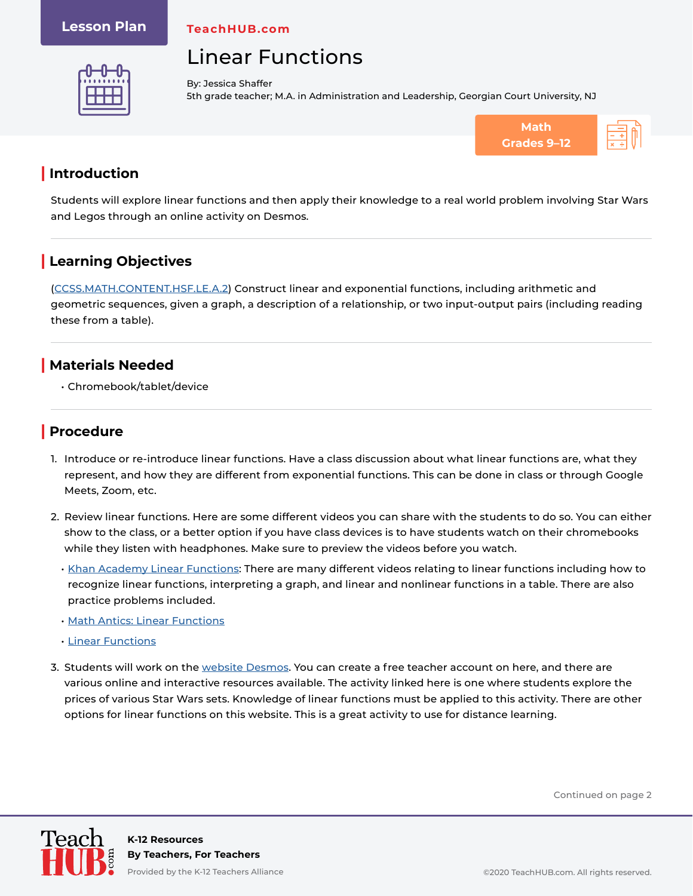Lesson Plan

TeachHUB.com

# Linear Functions

By: Jessica Shaffer
5th grade teacher; M.A. in Administration and Leadership, Georgian Court University, NJ

Math
Grades 9–12

## Introduction

Students will explore linear functions and then apply their knowledge to a real world problem involving Star Wars and Legos through an online activity on Desmos.

## Learning Objectives

(CCSS.MATH.CONTENT.HSF.LE.A.2) Construct linear and exponential functions, including arithmetic and geometric sequences, given a graph, a description of a relationship, or two input-output pairs (including reading these from a table).

## Materials Needed

- Chromebook/tablet/device

## Procedure

1. Introduce or re-introduce linear functions. Have a class discussion about what linear functions are, what they represent, and how they are different from exponential functions. This can be done in class or through Google Meets, Zoom, etc.

2. Review linear functions. Here are some different videos you can share with the students to do so. You can either show to the class, or a better option if you have class devices is to have students watch on their chromebooks while they listen with headphones. Make sure to preview the videos before you watch.
   - Khan Academy Linear Functions: There are many different videos relating to linear functions including how to recognize linear functions, interpreting a graph, and linear and nonlinear functions in a table. There are also practice problems included.
   - Math Antics: Linear Functions
   - Linear Functions

3. Students will work on the website Desmos. You can create a free teacher account on here, and there are various online and interactive resources available. The activity linked here is one where students explore the prices of various Star Wars sets. Knowledge of linear functions must be applied to this activity. There are other options for linear functions on this website. This is a great activity to use for distance learning.

Continued on page 2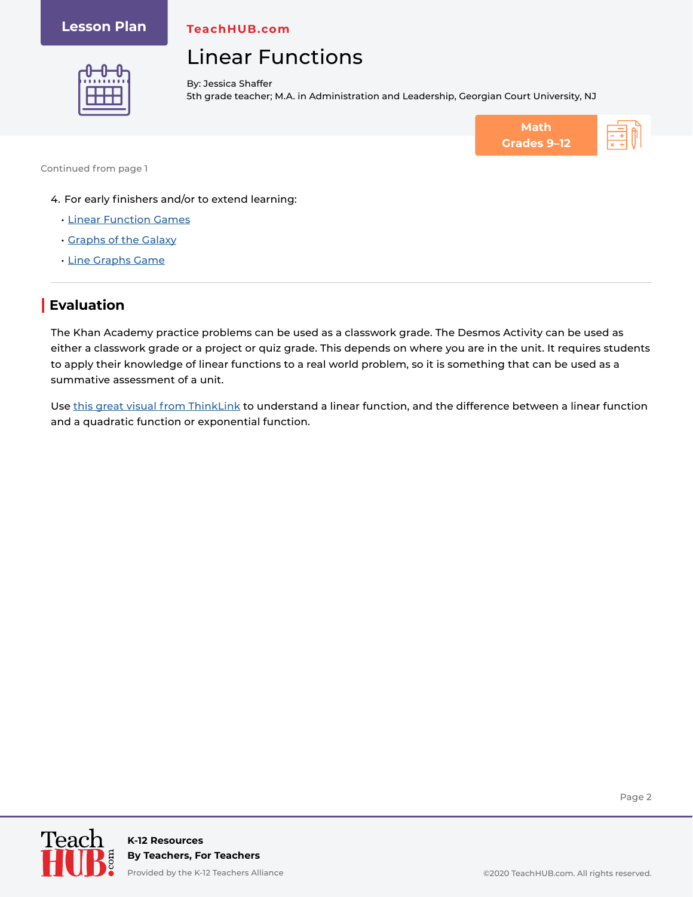Continued from page 1

4. For early finishers and/or to extend learning:
   - Linear Function Games
   - Graphs of the Galaxy
   - Line Graphs Game

---

## Evaluation

The Khan Academy practice problems can be used as a classwork grade. The Desmos Activity can be used as either a classwork grade or a project or quiz grade. This depends on where you are in the unit. It requires students to apply their knowledge of linear functions to a real world problem, so it is something that can be used as a summative assessment of a unit.

Use this great visual from ThinkLink to understand a linear function, and the difference between a linear function and a quadratic function or exponential function.